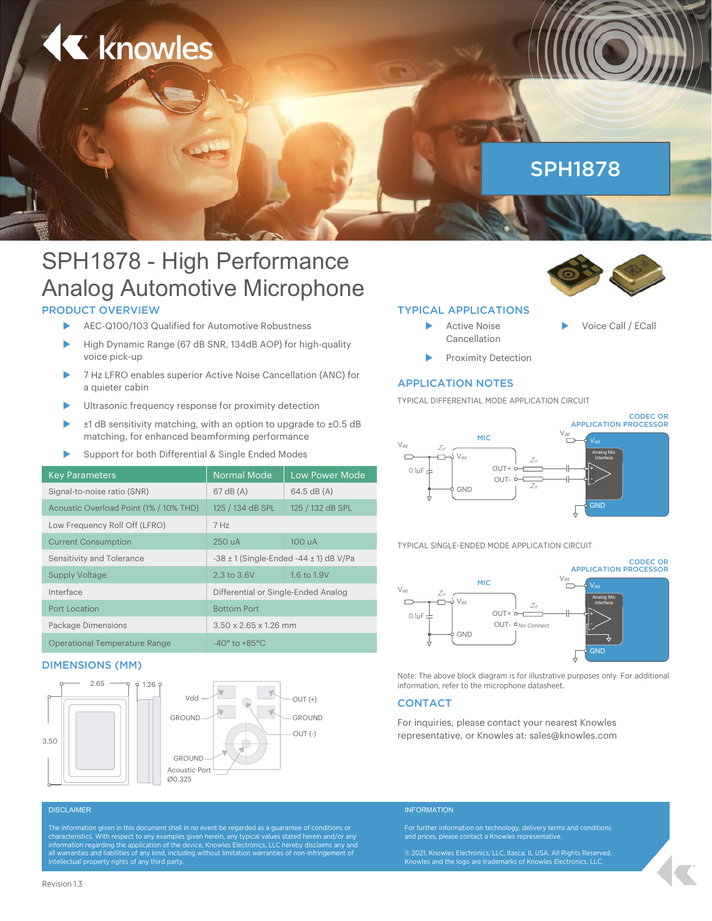# SPH1878

# SPH1878 - High Performance Analog Automotive Microphone

## PRODUCT OVERVIEW

- AEC-Q100/103 Qualified for Automotive Robustness
- High Dynamic Range (67 dB SNR, 134dB AOP) for high-quality voice pick-up
- 7 Hz LFRO enables superior Active Noise Cancellation (ANC) for a quieter cabin
- Ultrasonic frequency response for proximity detection
- ±1 dB sensitivity matching, with an option to upgrade to ±0.5 dB matching, for enhanced beamforming performance
- Support for both Differential & Single Ended Modes

| Key Parameters | Normal Mode | Low Power Mode |
| --- | --- | --- |
| Signal-to-noise ratio (SNR) | 67 dB (A) | 64.5 dB (A) |
| Acoustic Overload Point (1% / 10% THD) | 125 / 134 dB SPL | 125 / 132 dB SPL |
| Low Frequency Roll Off (LFRO) | 7 Hz | |
| Current Consumption | 250 uA | 100 uA |
| Sensitivity and Tolerance | -38 ± 1 (Single-Ended -44 ± 1) dB V/Pa | |
| Supply Voltage | 2.3 to 3.6V | 1.6 to 1.9V |
| Interface | Differential or Single-Ended Analog | |
| Port Location | Bottom Port | |
| Package Dimensions | 3.50 x 2.65 x 1.26 mm | |
| Operational Temperature Range | -40° to +85°C | |

## DIMENSIONS (MM)

2.65, 1.26, 3.50

Vdd, GROUND, GROUND, Acoustic Port Ø0.325, OUT (+), GROUND, OUT (-)

## TYPICAL APPLICATIONS

- Active Noise Cancellation
- Proximity Detection
- Voice Call / ECall

## APPLICATION NOTES

TYPICAL DIFFERENTIAL MODE APPLICATION CIRCUIT

TYPICAL SINGLE-ENDED MODE APPLICATION CIRCUIT

Note: The above block diagram is for illustrative purposes only. For additional information, refer to the microphone datasheet.

## CONTACT

For inquiries, please contact your nearest Knowles representative, or Knowles at: sales@knowles.com

### DISCLAIMER

The information given in this document shall in no event be regarded as a guarantee of conditions or characteristics. With respect to any examples given herein, any typical values stated herein and/or any information regarding the application of the device, Knowles Electronics, LLC hereby disclaims any and all warranties and liabilities of any kind, including without limitation warranties of non-infringement of intellectual property rights of any third party.

### INFORMATION

For further information on technology, delivery terms and conditions and prices, please contact a Knowles representative.

© 2021, Knowles Electronics, LLC, Itasca, IL USA. All Rights Reserved. Knowles and the logo are trademarks of Knowles Electronics, LLC.

Revision 1.3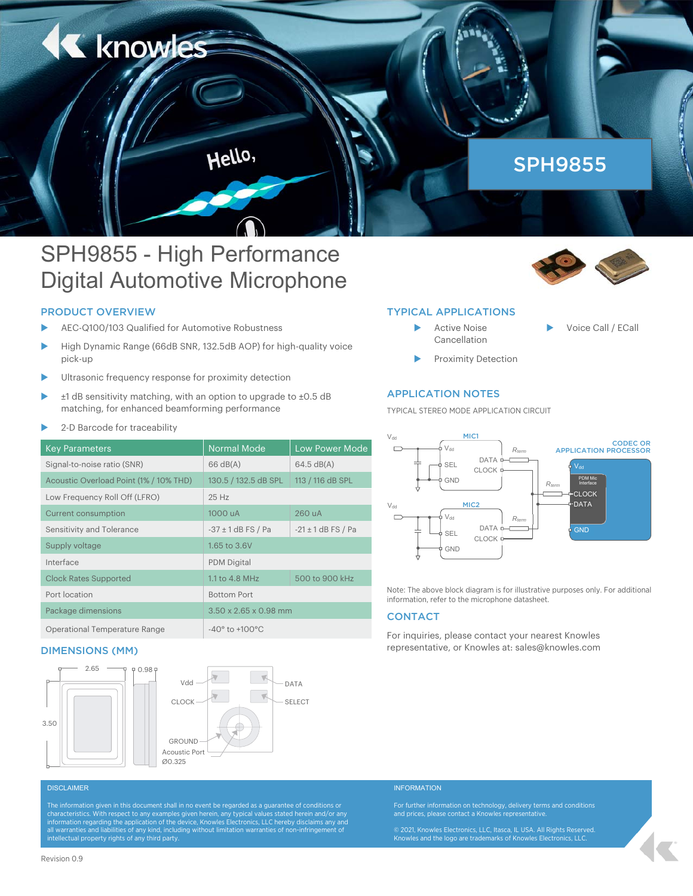# SPH9855 - High Performance Digital Automotive Microphone

## PRODUCT OVERVIEW

- AEC-Q100/103 Qualified for Automotive Robustness
- High Dynamic Range (66dB SNR, 132.5dB AOP) for high-quality voice pick-up
- Ultrasonic frequency response for proximity detection
- ±1 dB sensitivity matching, with an option to upgrade to ±0.5 dB matching, for enhanced beamforming performance
- 2-D Barcode for traceability

| Key Parameters | Normal Mode | Low Power Mode |
|---|---|---|
| Signal-to-noise ratio (SNR) | 66 dB(A) | 64.5 dB(A) |
| Acoustic Overload Point (1% / 10% THD) | 130.5 / 132.5 dB SPL | 113 / 116 dB SPL |
| Low Frequency Roll Off (LFRO) | 25 Hz | |
| Current consumption | 1000 uA | 260 uA |
| Sensitivity and Tolerance | -37 ± 1 dB FS / Pa | -21 ± 1 dB FS / Pa |
| Supply voltage | 1.65 to 3.6V | |
| Interface | PDM Digital | |
| Clock Rates Supported | 1.1 to 4.8 MHz | 500 to 900 kHz |
| Port location | Bottom Port | |
| Package dimensions | 3.50 x 2.65 x 0.98 mm | |
| Operational Temperature Range | -40° to +100°C | |

## DIMENSIONS (MM)

2.65
0.98
3.50
Vdd
CLOCK
GROUND
Acoustic Port
Ø0.325
DATA
SELECT

## TYPICAL APPLICATIONS

- Active Noise Cancellation
- Proximity Detection
- Voice Call / ECall

## APPLICATION NOTES

TYPICAL STEREO MODE APPLICATION CIRCUIT

$V_{dd}$
MIC1
$V_{dd}$
SEL
GND
DATA
CLOCK
$R_{term}$
CODEC OR APPLICATION PROCESSOR
$V_{dd}$
PDM Mic Interface
CLOCK
DATA
GND
$R_{term}$
$V_{dd}$
MIC2
$V_{dd}$
SEL
GND
DATA
CLOCK
$R_{term}$

Note: The above block diagram is for illustrative purposes only. For additional information, refer to the microphone datasheet.

## CONTACT

For inquiries, please contact your nearest Knowles representative, or Knowles at: sales@knowles.com

DISCLAIMER

The information given in this document shall in no event be regarded as a guarantee of conditions or characteristics. With respect to any examples given herein, any typical values stated herein and/or any information regarding the application of the device, Knowles Electronics, LLC hereby disclaims any and all warranties and liabilities of any kind, including without limitation warranties of non-infringement of intellectual property rights of any third party.

INFORMATION

For further information on technology, delivery terms and conditions and prices, please contact a Knowles representative.

© 2021, Knowles Electronics, LLC, Itasca, IL USA. All Rights Reserved. Knowles and the logo are trademarks of Knowles Electronics, LLC.

Revision 0.9